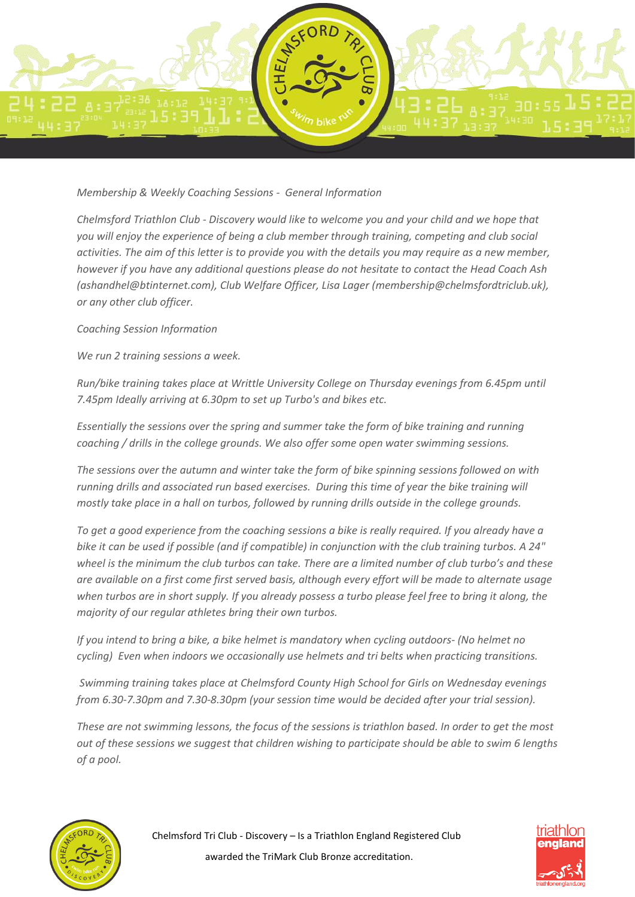*Membership & Weekly Coaching Sessions - General Information*

*Chelmsford Triathlon Club - Discovery would like to welcome you and your child and we hope that you will enjoy the experience of being a club member through training, competing and club social activities. The aim of this letter is to provide you with the details you may require as a new member, however if you have any additional questions please do not hesitate to contact the Head Coach Ash (ashandhel@btinternet.com), Club Welfare Officer, Lisa Lager (membership@chelmsfordtriclub.uk), or any other club officer.*

*Coaching Session Information*

*We run 2 training sessions a week.*

*Run/bike training takes place at Writtle University College on Thursday evenings from 6.45pm until 7.45pm Ideally arriving at 6.30pm to set up Turbo's and bikes etc.*

*Essentially the sessions over the spring and summer take the form of bike training and running coaching / drills in the college grounds. We also offer some open water swimming sessions.*

*The sessions over the autumn and winter take the form of bike spinning sessions followed on with running drills and associated run based exercises. During this time of year the bike training will mostly take place in a hall on turbos, followed by running drills outside in the college grounds.*

*To get a good experience from the coaching sessions a bike is really required. If you already have a bike it can be used if possible (and if compatible) in conjunction with the club training turbos. A 24" wheel is the minimum the club turbos can take. There are a limited number of club turbo's and these are available on a first come first served basis, although every effort will be made to alternate usage when turbos are in short supply. If you already possess a turbo please feel free to bring it along, the majority of our regular athletes bring their own turbos.*

*If you intend to bring a bike, a bike helmet is mandatory when cycling outdoors- (No helmet no cycling) Even when indoors we occasionally use helmets and tri belts when practicing transitions.*

*Swimming training takes place at Chelmsford County High School for Girls on Wednesday evenings from 6.30-7.30pm and 7.30-8.30pm (your session time would be decided after your trial session).*

*These are not swimming lessons, the focus of the sessions is triathlon based. In order to get the most out of these sessions we suggest that children wishing to participate should be able to swim 6 lengths of a pool.*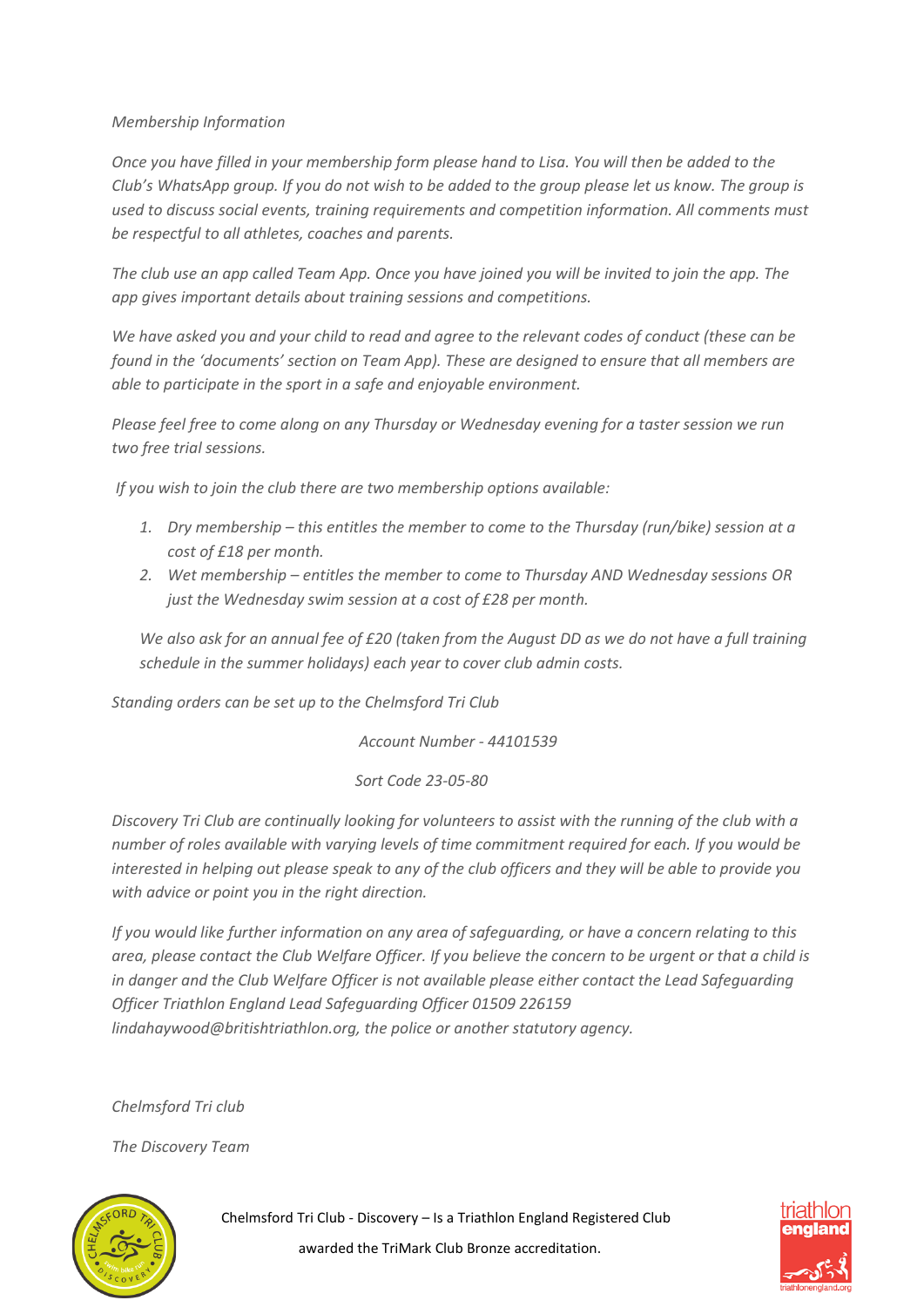*Membership Information*

*Once you have filled in your membership form please hand to Lisa. You will then be added to the Club's WhatsApp group. If you do not wish to be added to the group please let us know. The group is used to discuss social events, training requirements and competition information. All comments must be respectful to all athletes, coaches and parents.*

*The club use an app called Team App. Once you have joined you will be invited to join the app. The app gives important details about training sessions and competitions.*

*We have asked you and your child to read and agree to the relevant codes of conduct (these can be found in the 'documents' section on Team App). These are designed to ensure that all members are able to participate in the sport in a safe and enjoyable environment.*

*Please feel free to come along on any Thursday or Wednesday evening for a taster session we run two free trial sessions.*

*If you wish to join the club there are two membership options available:*

1. *Dry membership – this entitles the member to come to the Thursday (run/bike) session at a cost of £18 per month.*
2. *Wet membership – entitles the member to come to Thursday AND Wednesday sessions OR just the Wednesday swim session at a cost of £28 per month.*

*We also ask for an annual fee of £20 (taken from the August DD as we do not have a full training schedule in the summer holidays) each year to cover club admin costs.*

*Standing orders can be set up to the Chelmsford Tri Club*

*Account Number - 44101539*

*Sort Code 23-05-80*

*Discovery Tri Club are continually looking for volunteers to assist with the running of the club with a number of roles available with varying levels of time commitment required for each. If you would be interested in helping out please speak to any of the club officers and they will be able to provide you with advice or point you in the right direction.*

*If you would like further information on any area of safeguarding, or have a concern relating to this area, please contact the Club Welfare Officer. If you believe the concern to be urgent or that a child is in danger and the Club Welfare Officer is not available please either contact the Lead Safeguarding Officer Triathlon England Lead Safeguarding Officer 01509 226159 lindahaywood@britishtriathlon.org, the police or another statutory agency.*

*Chelmsford Tri club*

*The Discovery Team*

Chelmsford Tri Club - Discovery – Is a Triathlon England Registered Club

awarded the TriMark Club Bronze accreditation.